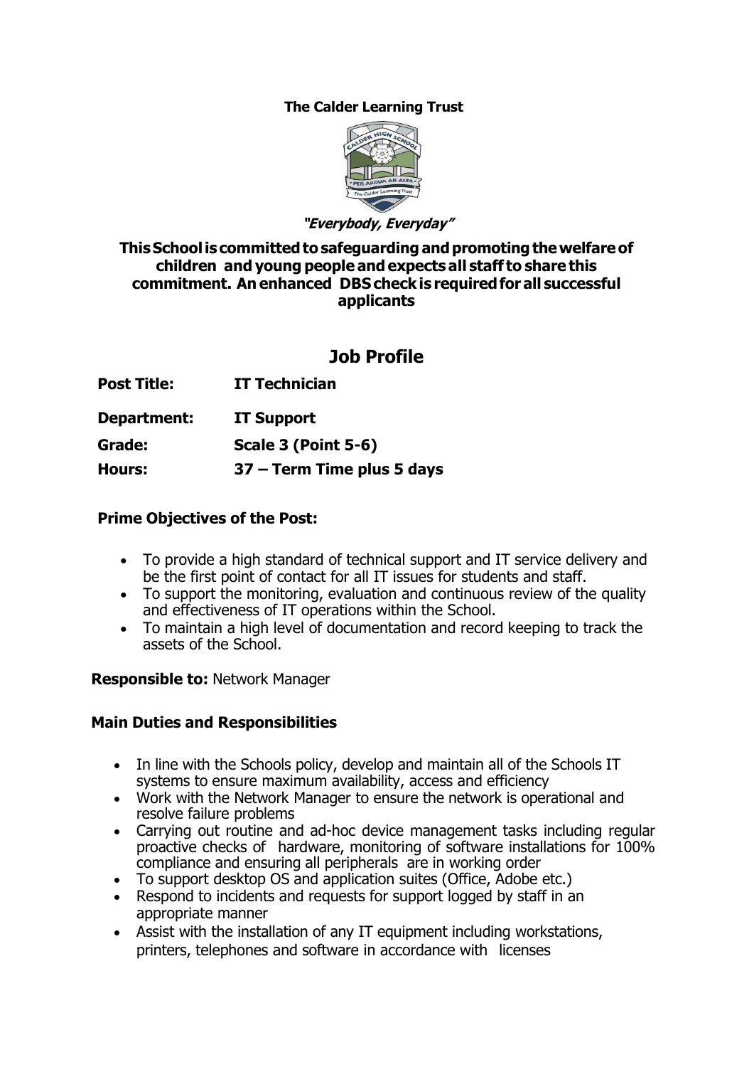**The Calder Learning Trust**

***"Everybody, Everyday"***

**This School is committed to safeguarding and promoting the welfare of children and young people and expects all staff to share this commitment. An enhanced DBS check is required for all successful applicants**

# Job Profile

| | |
|---|---|
| **Post Title:** | **IT Technician** |
| **Department:** | **IT Support** |
| **Grade:** | **Scale 3 (Point 5-6)** |
| **Hours:** | **37 – Term Time plus 5 days** |

**Prime Objectives of the Post:**

- To provide a high standard of technical support and IT service delivery and be the first point of contact for all IT issues for students and staff.
- To support the monitoring, evaluation and continuous review of the quality and effectiveness of IT operations within the School.
- To maintain a high level of documentation and record keeping to track the assets of the School.

**Responsible to:** Network Manager

**Main Duties and Responsibilities**

- In line with the Schools policy, develop and maintain all of the Schools IT systems to ensure maximum availability, access and efficiency
- Work with the Network Manager to ensure the network is operational and resolve failure problems
- Carrying out routine and ad-hoc device management tasks including regular proactive checks of hardware, monitoring of software installations for 100% compliance and ensuring all peripherals are in working order
- To support desktop OS and application suites (Office, Adobe etc.)
- Respond to incidents and requests for support logged by staff in an appropriate manner
- Assist with the installation of any IT equipment including workstations, printers, telephones and software in accordance with licenses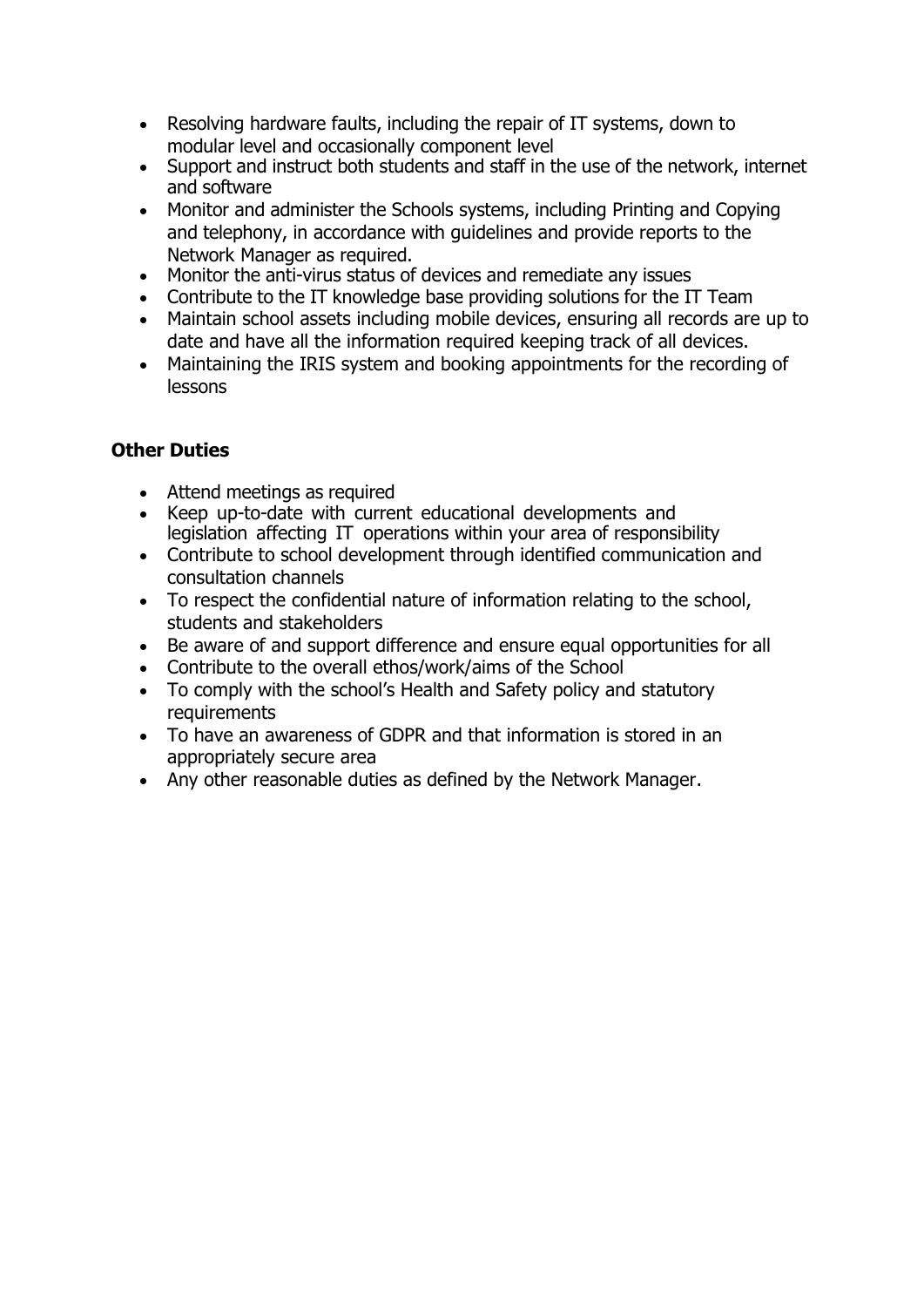- Resolving hardware faults, including the repair of IT systems, down to modular level and occasionally component level
- Support and instruct both students and staff in the use of the network, internet and software
- Monitor and administer the Schools systems, including Printing and Copying and telephony, in accordance with guidelines and provide reports to the Network Manager as required.
- Monitor the anti-virus status of devices and remediate any issues
- Contribute to the IT knowledge base providing solutions for the IT Team
- Maintain school assets including mobile devices, ensuring all records are up to date and have all the information required keeping track of all devices.
- Maintaining the IRIS system and booking appointments for the recording of lessons

**Other Duties**

- Attend meetings as required
- Keep up-to-date with current educational developments and legislation affecting IT operations within your area of responsibility
- Contribute to school development through identified communication and consultation channels
- To respect the confidential nature of information relating to the school, students and stakeholders
- Be aware of and support difference and ensure equal opportunities for all
- Contribute to the overall ethos/work/aims of the School
- To comply with the school's Health and Safety policy and statutory requirements
- To have an awareness of GDPR and that information is stored in an appropriately secure area
- Any other reasonable duties as defined by the Network Manager.